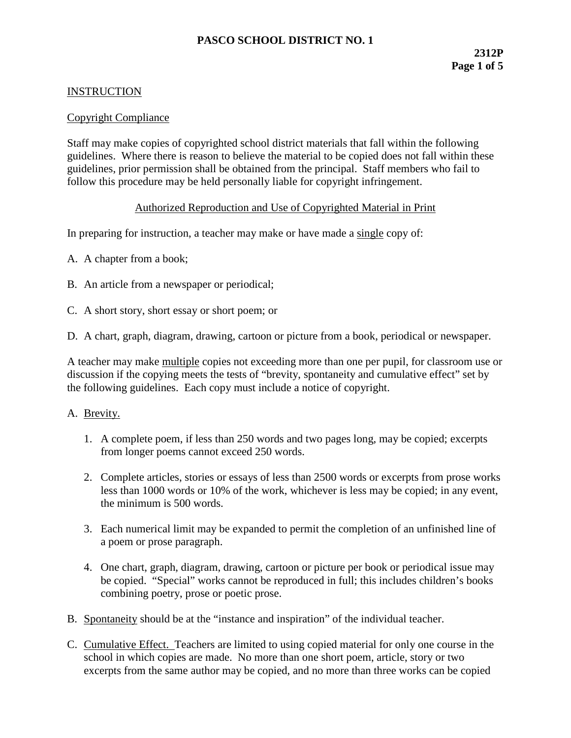# PASCO SCHOOL DISTRICT NO. 1

**2312P**

## INSTRUCTION

### Copyright Compliance

Staff may make copies of copyrighted school district materials that fall within the following guidelines. Where there is reason to believe the material to be copied does not fall within these guidelines, prior permission shall be obtained from the principal. Staff members who fail to follow this procedure may be held personally liable for copyright infringement.

### Authorized Reproduction and Use of Copyrighted Material in Print

In preparing for instruction, a teacher may make or have made a single copy of:

A. A chapter from a book;

B. An article from a newspaper or periodical;

C. A short story, short essay or short poem; or

D. A chart, graph, diagram, drawing, cartoon or picture from a book, periodical or newspaper.

A teacher may make multiple copies not exceeding more than one per pupil, for classroom use or discussion if the copying meets the tests of "brevity, spontaneity and cumulative effect" set by the following guidelines. Each copy must include a notice of copyright.

A. Brevity.

1. A complete poem, if less than 250 words and two pages long, may be copied; excerpts from longer poems cannot exceed 250 words.
2. Complete articles, stories or essays of less than 2500 words or excerpts from prose works less than 1000 words or 10% of the work, whichever is less may be copied; in any event, the minimum is 500 words.
3. Each numerical limit may be expanded to permit the completion of an unfinished line of a poem or prose paragraph.
4. One chart, graph, diagram, drawing, cartoon or picture per book or periodical issue may be copied. "Special" works cannot be reproduced in full; this includes children's books combining poetry, prose or poetic prose.

B. Spontaneity should be at the "instance and inspiration" of the individual teacher.

C. Cumulative Effect. Teachers are limited to using copied material for only one course in the school in which copies are made. No more than one short poem, article, story or two excerpts from the same author may be copied, and no more than three works can be copied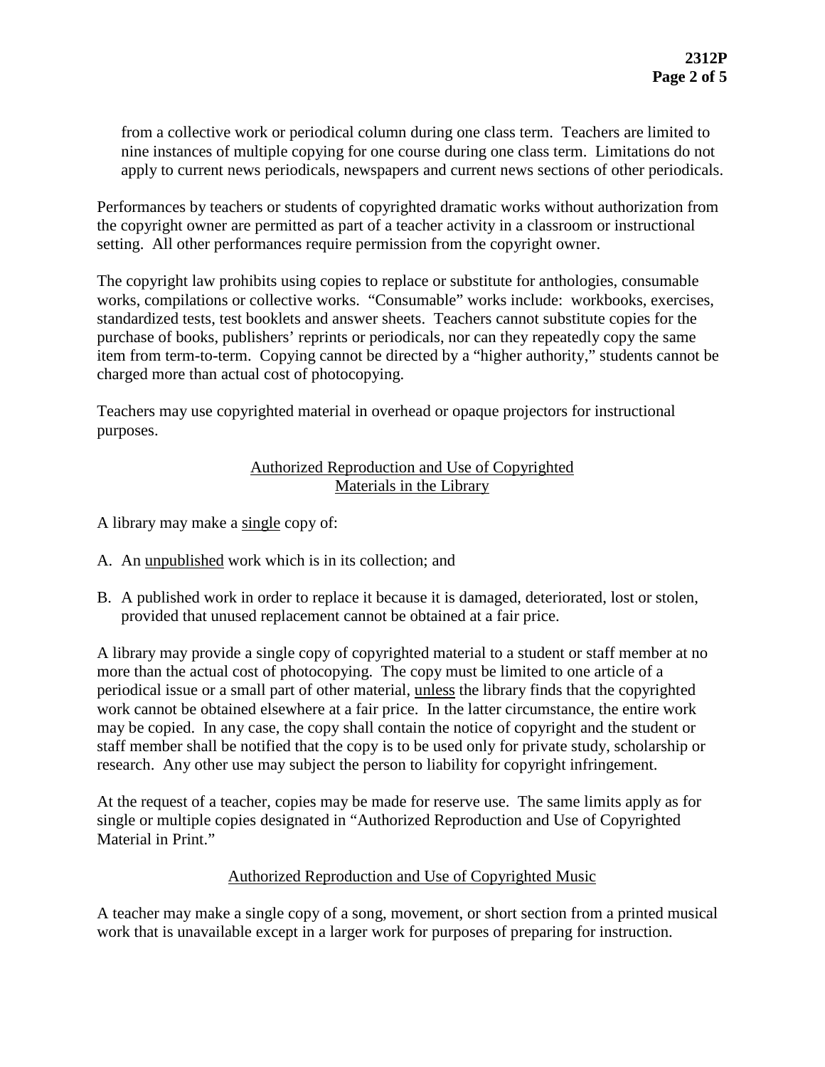from a collective work or periodical column during one class term. Teachers are limited to nine instances of multiple copying for one course during one class term. Limitations do not apply to current news periodicals, newspapers and current news sections of other periodicals.

Performances by teachers or students of copyrighted dramatic works without authorization from the copyright owner are permitted as part of a teacher activity in a classroom or instructional setting. All other performances require permission from the copyright owner.

The copyright law prohibits using copies to replace or substitute for anthologies, consumable works, compilations or collective works. "Consumable" works include: workbooks, exercises, standardized tests, test booklets and answer sheets. Teachers cannot substitute copies for the purchase of books, publishers' reprints or periodicals, nor can they repeatedly copy the same item from term-to-term. Copying cannot be directed by a "higher authority," students cannot be charged more than actual cost of photocopying.

Teachers may use copyrighted material in overhead or opaque projectors for instructional purposes.

## Authorized Reproduction and Use of Copyrighted Materials in the Library

A library may make a single copy of:

A. An unpublished work which is in its collection; and

B. A published work in order to replace it because it is damaged, deteriorated, lost or stolen, provided that unused replacement cannot be obtained at a fair price.

A library may provide a single copy of copyrighted material to a student or staff member at no more than the actual cost of photocopying. The copy must be limited to one article of a periodical issue or a small part of other material, unless the library finds that the copyrighted work cannot be obtained elsewhere at a fair price. In the latter circumstance, the entire work may be copied. In any case, the copy shall contain the notice of copyright and the student or staff member shall be notified that the copy is to be used only for private study, scholarship or research. Any other use may subject the person to liability for copyright infringement.

At the request of a teacher, copies may be made for reserve use. The same limits apply as for single or multiple copies designated in "Authorized Reproduction and Use of Copyrighted Material in Print."

## Authorized Reproduction and Use of Copyrighted Music

A teacher may make a single copy of a song, movement, or short section from a printed musical work that is unavailable except in a larger work for purposes of preparing for instruction.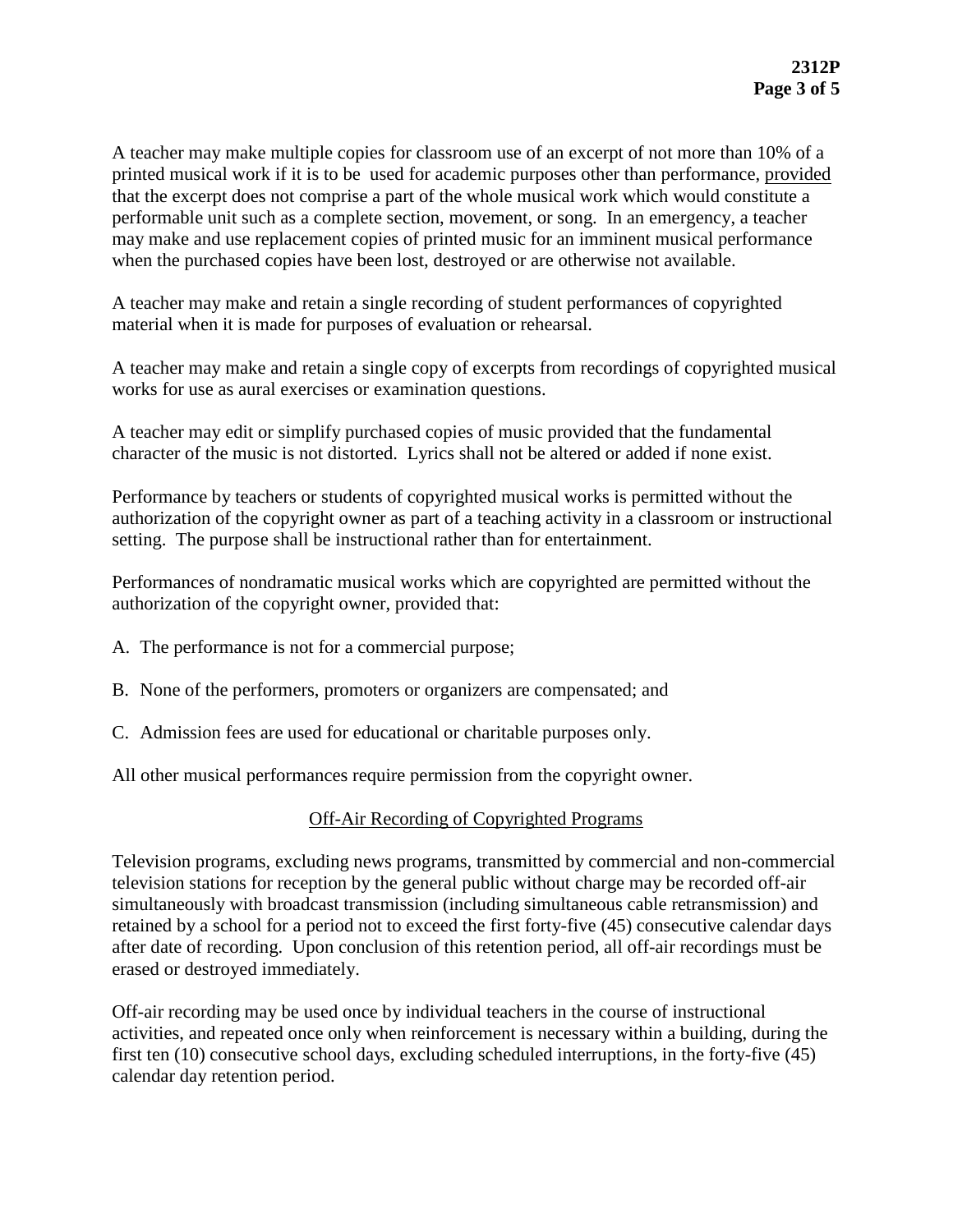A teacher may make multiple copies for classroom use of an excerpt of not more than 10% of a printed musical work if it is to be used for academic purposes other than performance, provided that the excerpt does not comprise a part of the whole musical work which would constitute a performable unit such as a complete section, movement, or song. In an emergency, a teacher may make and use replacement copies of printed music for an imminent musical performance when the purchased copies have been lost, destroyed or are otherwise not available.

A teacher may make and retain a single recording of student performances of copyrighted material when it is made for purposes of evaluation or rehearsal.

A teacher may make and retain a single copy of excerpts from recordings of copyrighted musical works for use as aural exercises or examination questions.

A teacher may edit or simplify purchased copies of music provided that the fundamental character of the music is not distorted. Lyrics shall not be altered or added if none exist.

Performance by teachers or students of copyrighted musical works is permitted without the authorization of the copyright owner as part of a teaching activity in a classroom or instructional setting. The purpose shall be instructional rather than for entertainment.

Performances of nondramatic musical works which are copyrighted are permitted without the authorization of the copyright owner, provided that:

A. The performance is not for a commercial purpose;

B. None of the performers, promoters or organizers are compensated; and

C. Admission fees are used for educational or charitable purposes only.

All other musical performances require permission from the copyright owner.

## Off-Air Recording of Copyrighted Programs

Television programs, excluding news programs, transmitted by commercial and non-commercial television stations for reception by the general public without charge may be recorded off-air simultaneously with broadcast transmission (including simultaneous cable retransmission) and retained by a school for a period not to exceed the first forty-five (45) consecutive calendar days after date of recording. Upon conclusion of this retention period, all off-air recordings must be erased or destroyed immediately.

Off-air recording may be used once by individual teachers in the course of instructional activities, and repeated once only when reinforcement is necessary within a building, during the first ten (10) consecutive school days, excluding scheduled interruptions, in the forty-five (45) calendar day retention period.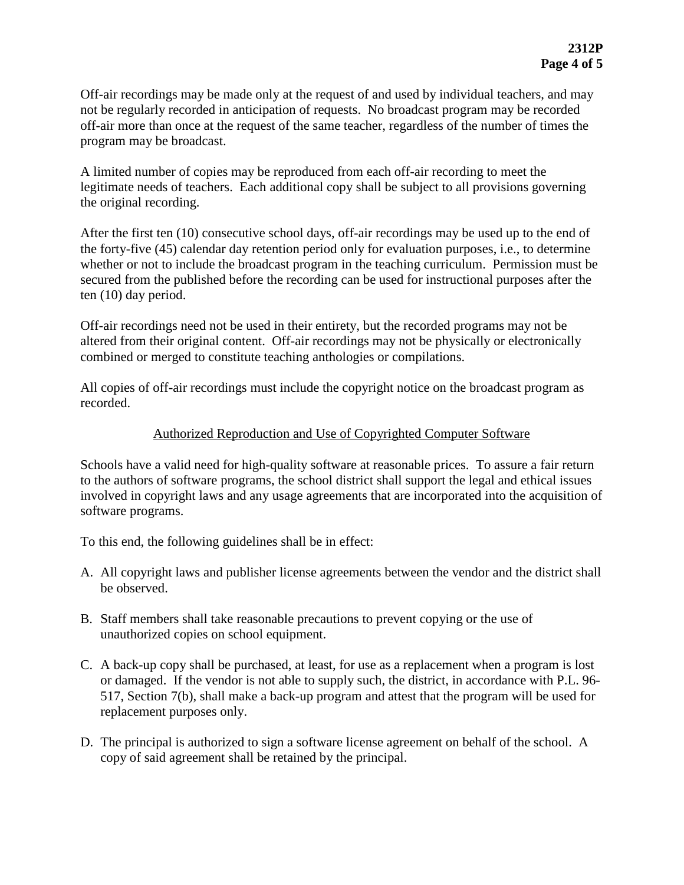Off-air recordings may be made only at the request of and used by individual teachers, and may not be regularly recorded in anticipation of requests. No broadcast program may be recorded off-air more than once at the request of the same teacher, regardless of the number of times the program may be broadcast.

A limited number of copies may be reproduced from each off-air recording to meet the legitimate needs of teachers. Each additional copy shall be subject to all provisions governing the original recording.

After the first ten (10) consecutive school days, off-air recordings may be used up to the end of the forty-five (45) calendar day retention period only for evaluation purposes, i.e., to determine whether or not to include the broadcast program in the teaching curriculum. Permission must be secured from the published before the recording can be used for instructional purposes after the ten (10) day period.

Off-air recordings need not be used in their entirety, but the recorded programs may not be altered from their original content. Off-air recordings may not be physically or electronically combined or merged to constitute teaching anthologies or compilations.

All copies of off-air recordings must include the copyright notice on the broadcast program as recorded.

## Authorized Reproduction and Use of Copyrighted Computer Software

Schools have a valid need for high-quality software at reasonable prices. To assure a fair return to the authors of software programs, the school district shall support the legal and ethical issues involved in copyright laws and any usage agreements that are incorporated into the acquisition of software programs.

To this end, the following guidelines shall be in effect:

A. All copyright laws and publisher license agreements between the vendor and the district shall be observed.

B. Staff members shall take reasonable precautions to prevent copying or the use of unauthorized copies on school equipment.

C. A back-up copy shall be purchased, at least, for use as a replacement when a program is lost or damaged. If the vendor is not able to supply such, the district, in accordance with P.L. 96-517, Section 7(b), shall make a back-up program and attest that the program will be used for replacement purposes only.

D. The principal is authorized to sign a software license agreement on behalf of the school. A copy of said agreement shall be retained by the principal.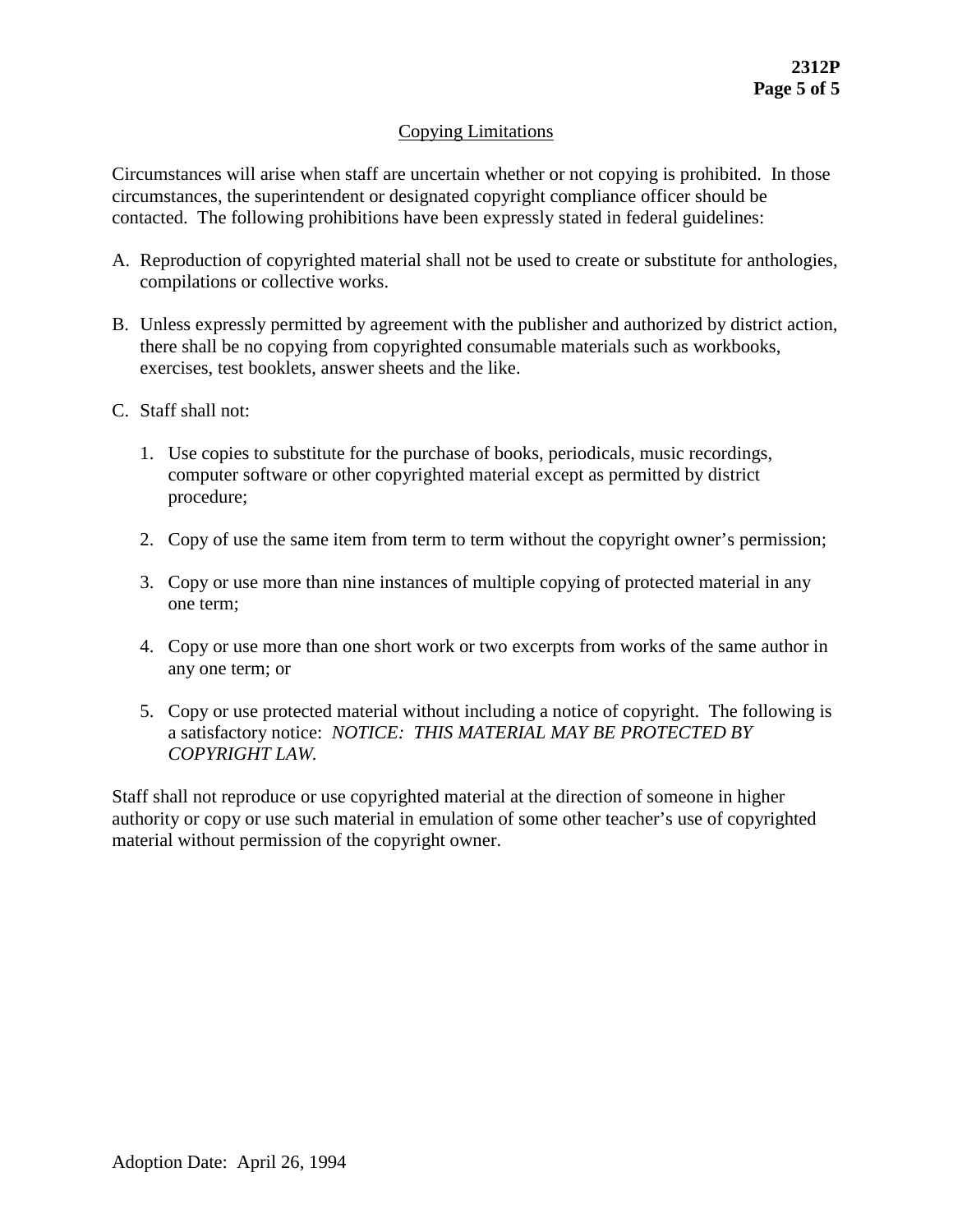## Copying Limitations

Circumstances will arise when staff are uncertain whether or not copying is prohibited. In those circumstances, the superintendent or designated copyright compliance officer should be contacted. The following prohibitions have been expressly stated in federal guidelines:

A. Reproduction of copyrighted material shall not be used to create or substitute for anthologies, compilations or collective works.

B. Unless expressly permitted by agreement with the publisher and authorized by district action, there shall be no copying from copyrighted consumable materials such as workbooks, exercises, test booklets, answer sheets and the like.

C. Staff shall not:

   1. Use copies to substitute for the purchase of books, periodicals, music recordings, computer software or other copyrighted material except as permitted by district procedure;

   2. Copy of use the same item from term to term without the copyright owner's permission;

   3. Copy or use more than nine instances of multiple copying of protected material in any one term;

   4. Copy or use more than one short work or two excerpts from works of the same author in any one term; or

   5. Copy or use protected material without including a notice of copyright. The following is a satisfactory notice: *NOTICE: THIS MATERIAL MAY BE PROTECTED BY COPYRIGHT LAW.*

Staff shall not reproduce or use copyrighted material at the direction of someone in higher authority or copy or use such material in emulation of some other teacher's use of copyrighted material without permission of the copyright owner.

Adoption Date: April 26, 1994